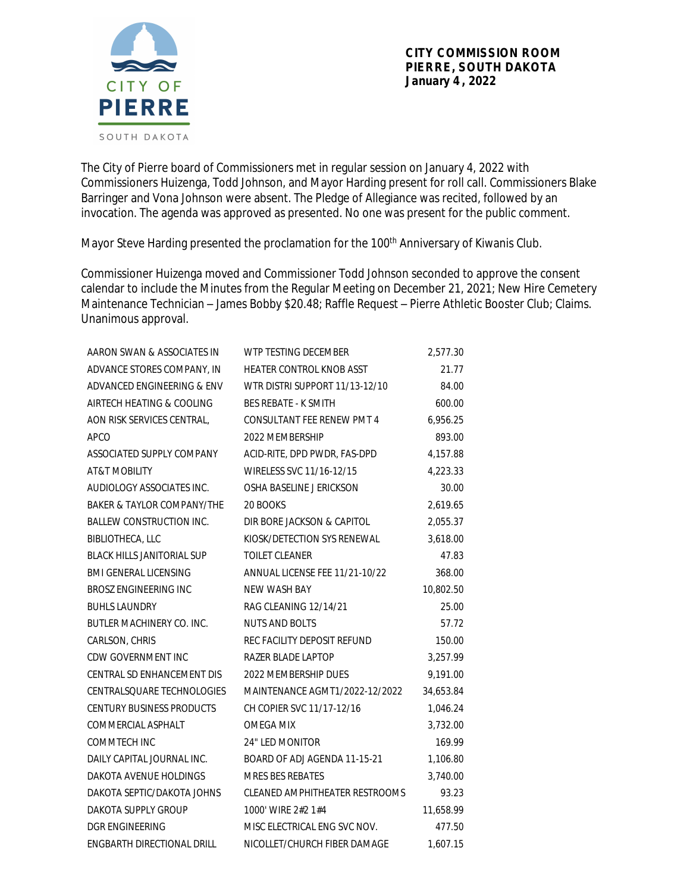**CITY COMMISSION ROOM**
**PIERRE, SOUTH DAKOTA**
**January 4, 2022**

The City of Pierre board of Commissioners met in regular session on January 4, 2022 with Commissioners Huizenga, Todd Johnson, and Mayor Harding present for roll call. Commissioners Blake Barringer and Vona Johnson were absent. The Pledge of Allegiance was recited, followed by an invocation. The agenda was approved as presented. No one was present for the public comment.

Mayor Steve Harding presented the proclamation for the 100th Anniversary of Kiwanis Club.

Commissioner Huizenga moved and Commissioner Todd Johnson seconded to approve the consent calendar to include the Minutes from the Regular Meeting on December 21, 2021; New Hire Cemetery Maintenance Technician – James Bobby $20.48; Raffle Request – Pierre Athletic Booster Club; Claims. Unanimous approval.

| | | |
|---|---|---|
| AARON SWAN & ASSOCIATES IN | WTP TESTING DECEMBER | 2,577.30 |
| ADVANCE STORES COMPANY, IN | HEATER CONTROL KNOB ASST | 21.77 |
| ADVANCED ENGINEERING & ENV | WTR DISTRI SUPPORT 11/13-12/10 | 84.00 |
| AIRTECH HEATING & COOLING | BES REBATE - K SMITH | 600.00 |
| AON RISK SERVICES CENTRAL, | CONSULTANT FEE RENEW PMT 4 | 6,956.25 |
| APCO | 2022 MEMBERSHIP | 893.00 |
| ASSOCIATED SUPPLY COMPANY | ACID-RITE, DPD PWDR, FAS-DPD | 4,157.88 |
| AT&T MOBILITY | WIRELESS SVC 11/16-12/15 | 4,223.33 |
| AUDIOLOGY ASSOCIATES INC. | OSHA BASELINE J ERICKSON | 30.00 |
| BAKER & TAYLOR COMPANY/THE | 20 BOOKS | 2,619.65 |
| BALLEW CONSTRUCTION INC. | DIR BORE JACKSON & CAPITOL | 2,055.37 |
| BIBLIOTHECA, LLC | KIOSK/DETECTION SYS RENEWAL | 3,618.00 |
| BLACK HILLS JANITORIAL SUP | TOILET CLEANER | 47.83 |
| BMI GENERAL LICENSING | ANNUAL LICENSE FEE 11/21-10/22 | 368.00 |
| BROSZ ENGINEERING INC | NEW WASH BAY | 10,802.50 |
| BUHLS LAUNDRY | RAG CLEANING 12/14/21 | 25.00 |
| BUTLER MACHINERY CO. INC. | NUTS AND BOLTS | 57.72 |
| CARLSON, CHRIS | REC FACILITY DEPOSIT REFUND | 150.00 |
| CDW GOVERNMENT INC | RAZER BLADE LAPTOP | 3,257.99 |
| CENTRAL SD ENHANCEMENT DIS | 2022 MEMBERSHIP DUES | 9,191.00 |
| CENTRALSQUARE TECHNOLOGIES | MAINTENANCE AGMT1/2022-12/2022 | 34,653.84 |
| CENTURY BUSINESS PRODUCTS | CH COPIER SVC 11/17-12/16 | 1,046.24 |
| COMMERCIAL ASPHALT | OMEGA MIX | 3,732.00 |
| COMMTECH INC | 24" LED MONITOR | 169.99 |
| DAILY CAPITAL JOURNAL INC. | BOARD OF ADJ AGENDA 11-15-21 | 1,106.80 |
| DAKOTA AVENUE HOLDINGS | MRES BES REBATES | 3,740.00 |
| DAKOTA SEPTIC/DAKOTA JOHNS | CLEANED AMPHITHEATER RESTROOMS | 93.23 |
| DAKOTA SUPPLY GROUP | 1000' WIRE 2#2 1#4 | 11,658.99 |
| DGR ENGINEERING | MISC ELECTRICAL ENG SVC NOV. | 477.50 |
| ENGBARTH DIRECTIONAL DRILL | NICOLLET/CHURCH FIBER DAMAGE | 1,607.15 |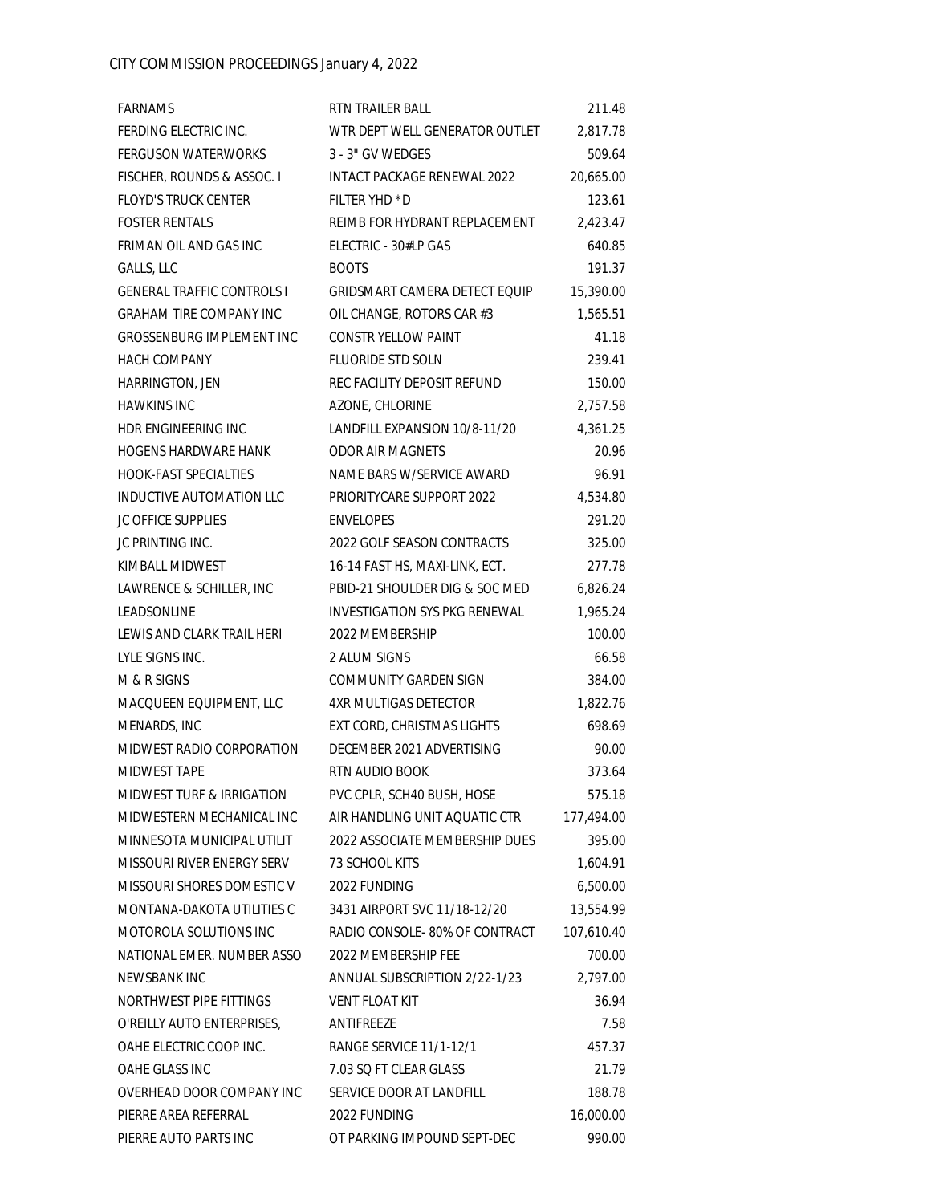CITY COMMISSION PROCEEDINGS January 4, 2022

| | | |
|---|---|---|
| FARNAMS | RTN TRAILER BALL | 211.48 |
| FERDING ELECTRIC INC. | WTR DEPT WELL GENERATOR OUTLET | 2,817.78 |
| FERGUSON WATERWORKS | 3 - 3" GV WEDGES | 509.64 |
| FISCHER, ROUNDS & ASSOC. I | INTACT PACKAGE RENEWAL 2022 | 20,665.00 |
| FLOYD'S TRUCK CENTER | FILTER YHD *D | 123.61 |
| FOSTER RENTALS | REIMB FOR HYDRANT REPLACEMENT | 2,423.47 |
| FRIMAN OIL AND GAS INC | ELECTRIC - 30#LP GAS | 640.85 |
| GALLS, LLC | BOOTS | 191.37 |
| GENERAL TRAFFIC CONTROLS I | GRIDSMART CAMERA DETECT EQUIP | 15,390.00 |
| GRAHAM TIRE COMPANY INC | OIL CHANGE, ROTORS CAR #3 | 1,565.51 |
| GROSSENBURG IMPLEMENT INC | CONSTR YELLOW PAINT | 41.18 |
| HACH COMPANY | FLUORIDE STD SOLN | 239.41 |
| HARRINGTON, JEN | REC FACILITY DEPOSIT REFUND | 150.00 |
| HAWKINS INC | AZONE, CHLORINE | 2,757.58 |
| HDR ENGINEERING INC | LANDFILL EXPANSION 10/8-11/20 | 4,361.25 |
| HOGENS HARDWARE HANK | ODOR AIR MAGNETS | 20.96 |
| HOOK-FAST SPECIALTIES | NAME BARS W/SERVICE AWARD | 96.91 |
| INDUCTIVE AUTOMATION LLC | PRIORITYCARE SUPPORT 2022 | 4,534.80 |
| JC OFFICE SUPPLIES | ENVELOPES | 291.20 |
| JC PRINTING INC. | 2022 GOLF SEASON CONTRACTS | 325.00 |
| KIMBALL MIDWEST | 16-14 FAST HS, MAXI-LINK, ECT. | 277.78 |
| LAWRENCE & SCHILLER, INC | PBID-21 SHOULDER DIG & SOC MED | 6,826.24 |
| LEADSONLINE | INVESTIGATION SYS PKG RENEWAL | 1,965.24 |
| LEWIS AND CLARK TRAIL HERI | 2022 MEMBERSHIP | 100.00 |
| LYLE SIGNS INC. | 2 ALUM SIGNS | 66.58 |
| M & R SIGNS | COMMUNITY GARDEN SIGN | 384.00 |
| MACQUEEN EQUIPMENT, LLC | 4XR MULTIGAS DETECTOR | 1,822.76 |
| MENARDS, INC | EXT CORD, CHRISTMAS LIGHTS | 698.69 |
| MIDWEST RADIO CORPORATION | DECEMBER 2021 ADVERTISING | 90.00 |
| MIDWEST TAPE | RTN AUDIO BOOK | 373.64 |
| MIDWEST TURF & IRRIGATION | PVC CPLR, SCH40 BUSH, HOSE | 575.18 |
| MIDWESTERN MECHANICAL INC | AIR HANDLING UNIT AQUATIC CTR | 177,494.00 |
| MINNESOTA MUNICIPAL UTILIT | 2022 ASSOCIATE MEMBERSHIP DUES | 395.00 |
| MISSOURI RIVER ENERGY SERV | 73 SCHOOL KITS | 1,604.91 |
| MISSOURI SHORES DOMESTIC V | 2022 FUNDING | 6,500.00 |
| MONTANA-DAKOTA UTILITIES C | 3431 AIRPORT SVC 11/18-12/20 | 13,554.99 |
| MOTOROLA SOLUTIONS INC | RADIO CONSOLE- 80% OF CONTRACT | 107,610.40 |
| NATIONAL EMER. NUMBER ASSO | 2022 MEMBERSHIP FEE | 700.00 |
| NEWSBANK INC | ANNUAL SUBSCRIPTION 2/22-1/23 | 2,797.00 |
| NORTHWEST PIPE FITTINGS | VENT FLOAT KIT | 36.94 |
| O'REILLY AUTO ENTERPRISES, | ANTIFREEZE | 7.58 |
| OAHE ELECTRIC COOP INC. | RANGE SERVICE 11/1-12/1 | 457.37 |
| OAHE GLASS INC | 7.03 SQ FT CLEAR GLASS | 21.79 |
| OVERHEAD DOOR COMPANY INC | SERVICE DOOR AT LANDFILL | 188.78 |
| PIERRE AREA REFERRAL | 2022 FUNDING | 16,000.00 |
| PIERRE AUTO PARTS INC | OT PARKING IMPOUND SEPT-DEC | 990.00 |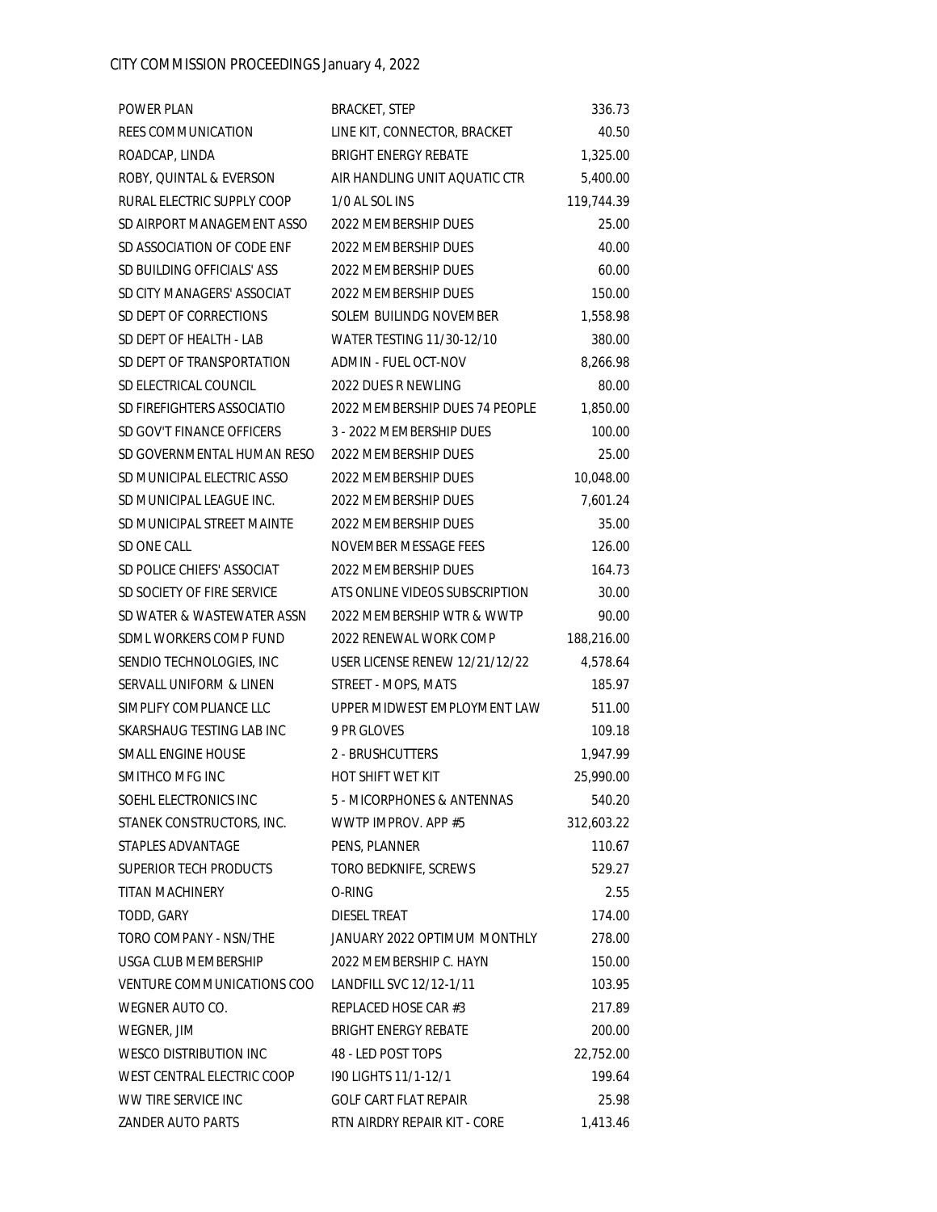| POWER PLAN | BRACKET, STEP | 336.73 |
|---|---|---|
| REES COMMUNICATION | LINE KIT, CONNECTOR, BRACKET | 40.50 |
| ROADCAP, LINDA | BRIGHT ENERGY REBATE | 1,325.00 |
| ROBY, QUINTAL & EVERSON | AIR HANDLING UNIT AQUATIC CTR | 5,400.00 |
| RURAL ELECTRIC SUPPLY COOP | 1/0 AL SOL INS | 119,744.39 |
| SD AIRPORT MANAGEMENT ASSO | 2022 MEMBERSHIP DUES | 25.00 |
| SD ASSOCIATION OF CODE ENF | 2022 MEMBERSHIP DUES | 40.00 |
| SD BUILDING OFFICIALS' ASS | 2022 MEMBERSHIP DUES | 60.00 |
| SD CITY MANAGERS' ASSOCIAT | 2022 MEMBERSHIP DUES | 150.00 |
| SD DEPT OF CORRECTIONS | SOLEM BUILINDG NOVEMBER | 1,558.98 |
| SD DEPT OF HEALTH - LAB | WATER TESTING 11/30-12/10 | 380.00 |
| SD DEPT OF TRANSPORTATION | ADMIN - FUEL OCT-NOV | 8,266.98 |
| SD ELECTRICAL COUNCIL | 2022 DUES R NEWLING | 80.00 |
| SD FIREFIGHTERS ASSOCIATIO | 2022 MEMBERSHIP DUES 74 PEOPLE | 1,850.00 |
| SD GOV'T FINANCE OFFICERS | 3 - 2022 MEMBERSHIP DUES | 100.00 |
| SD GOVERNMENTAL HUMAN RESO | 2022 MEMBERSHIP DUES | 25.00 |
| SD MUNICIPAL ELECTRIC ASSO | 2022 MEMBERSHIP DUES | 10,048.00 |
| SD MUNICIPAL LEAGUE INC. | 2022 MEMBERSHIP DUES | 7,601.24 |
| SD MUNICIPAL STREET MAINTE | 2022 MEMBERSHIP DUES | 35.00 |
| SD ONE CALL | NOVEMBER MESSAGE FEES | 126.00 |
| SD POLICE CHIEFS' ASSOCIAT | 2022 MEMBERSHIP DUES | 164.73 |
| SD SOCIETY OF FIRE SERVICE | ATS ONLINE VIDEOS SUBSCRIPTION | 30.00 |
| SD WATER & WASTEWATER ASSN | 2022 MEMBERSHIP WTR & WWTP | 90.00 |
| SDML WORKERS COMP FUND | 2022 RENEWAL WORK COMP | 188,216.00 |
| SENDIO TECHNOLOGIES, INC | USER LICENSE RENEW 12/21/12/22 | 4,578.64 |
| SERVALL UNIFORM & LINEN | STREET - MOPS, MATS | 185.97 |
| SIMPLIFY COMPLIANCE LLC | UPPER MIDWEST EMPLOYMENT LAW | 511.00 |
| SKARSHAUG TESTING LAB INC | 9 PR GLOVES | 109.18 |
| SMALL ENGINE HOUSE | 2 - BRUSHCUTTERS | 1,947.99 |
| SMITHCO MFG INC | HOT SHIFT WET KIT | 25,990.00 |
| SOEHL ELECTRONICS INC | 5 - MICORPHONES & ANTENNAS | 540.20 |
| STANEK CONSTRUCTORS, INC. | WWTP IMPROV. APP #5 | 312,603.22 |
| STAPLES ADVANTAGE | PENS, PLANNER | 110.67 |
| SUPERIOR TECH PRODUCTS | TORO BEDKNIFE, SCREWS | 529.27 |
| TITAN MACHINERY | O-RING | 2.55 |
| TODD, GARY | DIESEL TREAT | 174.00 |
| TORO COMPANY - NSN/THE | JANUARY 2022 OPTIMUM MONTHLY | 278.00 |
| USGA CLUB MEMBERSHIP | 2022 MEMBERSHIP C. HAYN | 150.00 |
| VENTURE COMMUNICATIONS COO | LANDFILL SVC 12/12-1/11 | 103.95 |
| WEGNER AUTO CO. | REPLACED HOSE CAR #3 | 217.89 |
| WEGNER, JIM | BRIGHT ENERGY REBATE | 200.00 |
| WESCO DISTRIBUTION INC | 48 - LED POST TOPS | 22,752.00 |
| WEST CENTRAL ELECTRIC COOP | I90 LIGHTS 11/1-12/1 | 199.64 |
| WW TIRE SERVICE INC | GOLF CART FLAT REPAIR | 25.98 |
| ZANDER AUTO PARTS | RTN AIRDRY REPAIR KIT - CORE | 1,413.46 |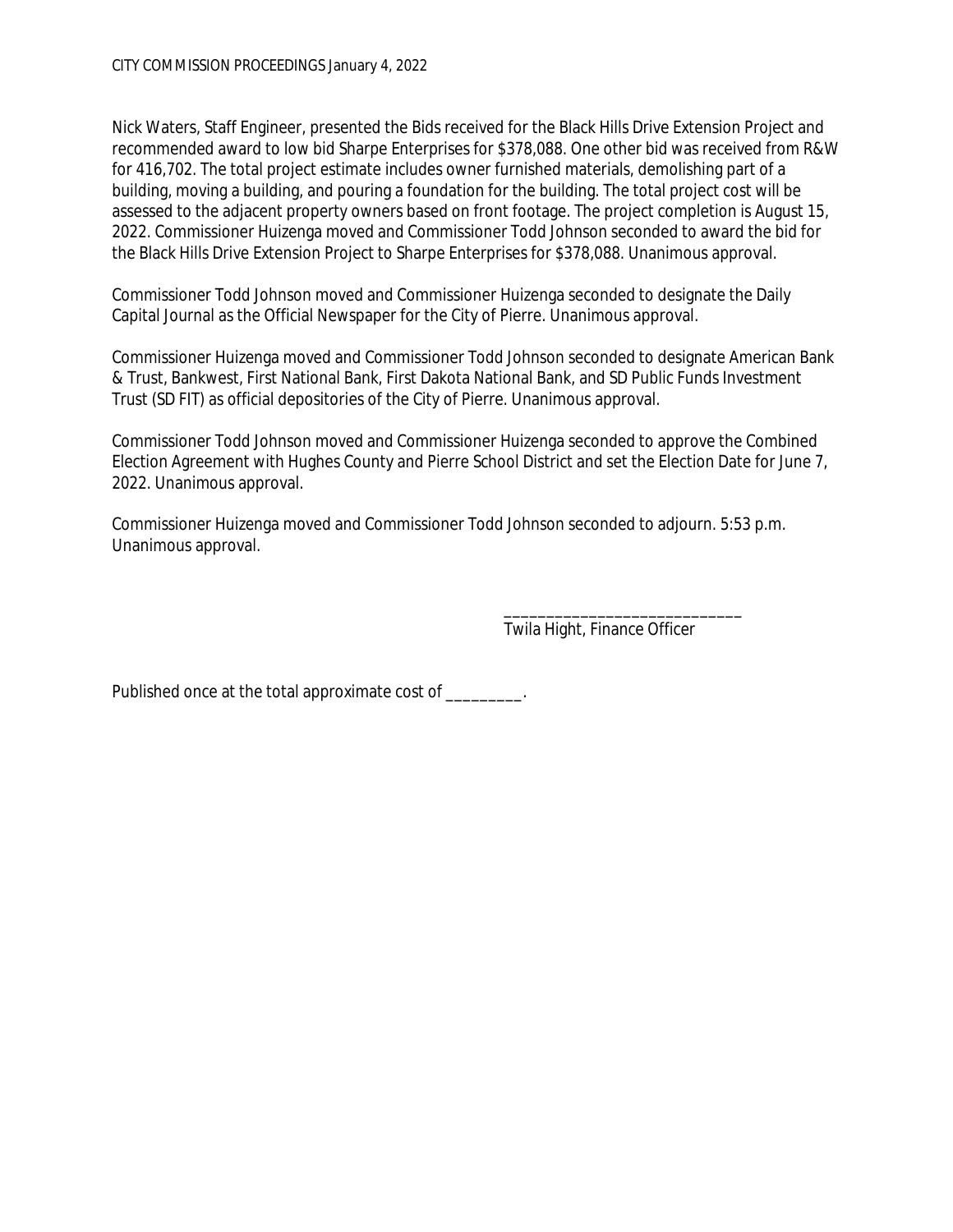Nick Waters, Staff Engineer, presented the Bids received for the Black Hills Drive Extension Project and recommended award to low bid Sharpe Enterprises for $378,088. One other bid was received from R&W for 416,702. The total project estimate includes owner furnished materials, demolishing part of a building, moving a building, and pouring a foundation for the building. The total project cost will be assessed to the adjacent property owners based on front footage. The project completion is August 15, 2022. Commissioner Huizenga moved and Commissioner Todd Johnson seconded to award the bid for the Black Hills Drive Extension Project to Sharpe Enterprises for $378,088. Unanimous approval.

Commissioner Todd Johnson moved and Commissioner Huizenga seconded to designate the Daily Capital Journal as the Official Newspaper for the City of Pierre. Unanimous approval.

Commissioner Huizenga moved and Commissioner Todd Johnson seconded to designate American Bank & Trust, Bankwest, First National Bank, First Dakota National Bank, and SD Public Funds Investment Trust (SD FIT) as official depositories of the City of Pierre. Unanimous approval.

Commissioner Todd Johnson moved and Commissioner Huizenga seconded to approve the Combined Election Agreement with Hughes County and Pierre School District and set the Election Date for June 7, 2022. Unanimous approval.

Commissioner Huizenga moved and Commissioner Todd Johnson seconded to adjourn. 5:53 p.m. Unanimous approval.

____________________________
Twila Hight, Finance Officer

Published once at the total approximate cost of _________.